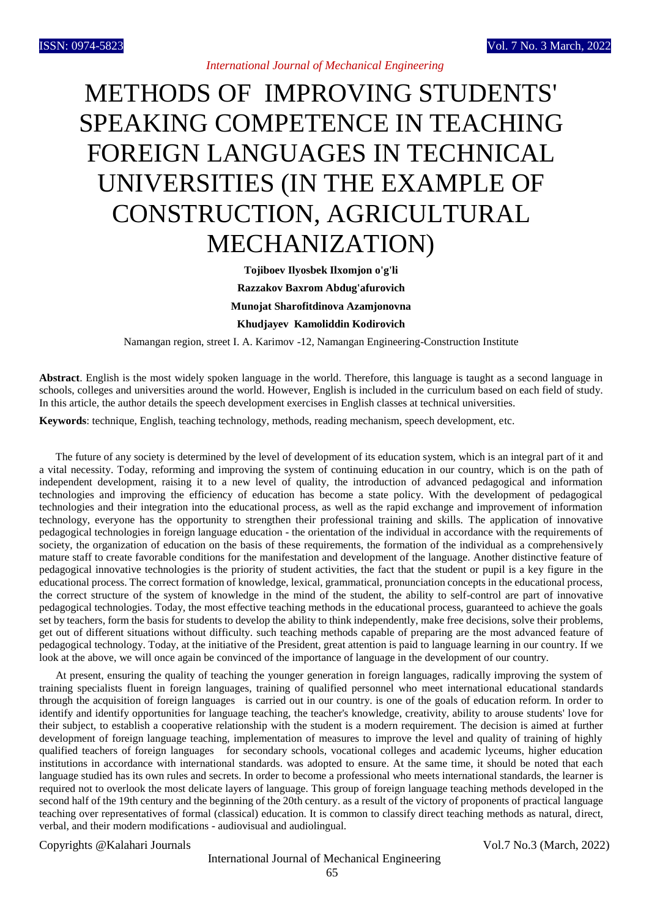# METHODS OF IMPROVING STUDENTS' SPEAKING COMPETENCE IN TEACHING FOREIGN LANGUAGES IN TECHNICAL UNIVERSITIES (IN THE EXAMPLE OF CONSTRUCTION, AGRICULTURAL MECHANIZATION)

**Tojiboev Ilyosbek Ilxomjon o'g'li**

**Razzakov Baxrom Abdug'afurovich**

**Munojat Sharofitdinova Azamjonovna**

**Khudjayev Kamoliddin Kodirovich**

Namangan region, street I. A. Karimov -12, Namangan Engineering-Construction Institute

**Abstract**. English is the most widely spoken language in the world. Therefore, this language is taught as a second language in schools, colleges and universities around the world. However, English is included in the curriculum based on each field of study. In this article, the author details the speech development exercises in English classes at technical universities.

**Keywords**: technique, English, teaching technology, methods, reading mechanism, speech development, etc.

The future of any society is determined by the level of development of its education system, which is an integral part of it and a vital necessity. Today, reforming and improving the system of continuing education in our country, which is on the path of independent development, raising it to a new level of quality, the introduction of advanced pedagogical and information technologies and improving the efficiency of education has become a state policy. With the development of pedagogical technologies and their integration into the educational process, as well as the rapid exchange and improvement of information technology, everyone has the opportunity to strengthen their professional training and skills. The application of innovative pedagogical technologies in foreign language education - the orientation of the individual in accordance with the requirements of society, the organization of education on the basis of these requirements, the formation of the individual as a comprehensively mature staff to create favorable conditions for the manifestation and development of the language. Another distinctive feature of pedagogical innovative technologies is the priority of student activities, the fact that the student or pupil is a key figure in the educational process. The correct formation of knowledge, lexical, grammatical, pronunciation concepts in the educational process, the correct structure of the system of knowledge in the mind of the student, the ability to self-control are part of innovative pedagogical technologies. Today, the most effective teaching methods in the educational process, guaranteed to achieve the goals set by teachers, form the basis for students to develop the ability to think independently, make free decisions, solve their problems, get out of different situations without difficulty. such teaching methods capable of preparing are the most advanced feature of pedagogical technology. Today, at the initiative of the President, great attention is paid to language learning in our country. If we look at the above, we will once again be convinced of the importance of language in the development of our country.

At present, ensuring the quality of teaching the younger generation in foreign languages, radically improving the system of training specialists fluent in foreign languages, training of qualified personnel who meet international educational standards through the acquisition of foreign languages is carried out in our country. is one of the goals of education reform. In order to identify and identify opportunities for language teaching, the teacher's knowledge, creativity, ability to arouse students' love for their subject, to establish a cooperative relationship with the student is a modern requirement. The decision is aimed at further development of foreign language teaching, implementation of measures to improve the level and quality of training of highly qualified teachers of foreign languages for secondary schools, vocational colleges and academic lyceums, higher education institutions in accordance with international standards. was adopted to ensure. At the same time, it should be noted that each language studied has its own rules and secrets. In order to become a professional who meets international standards, the learner is required not to overlook the most delicate layers of language. This group of foreign language teaching methods developed in the second half of the 19th century and the beginning of the 20th century. as a result of the victory of proponents of practical language teaching over representatives of formal (classical) education. It is common to classify direct teaching methods as natural, direct, verbal, and their modern modifications - audiovisual and audiolingual.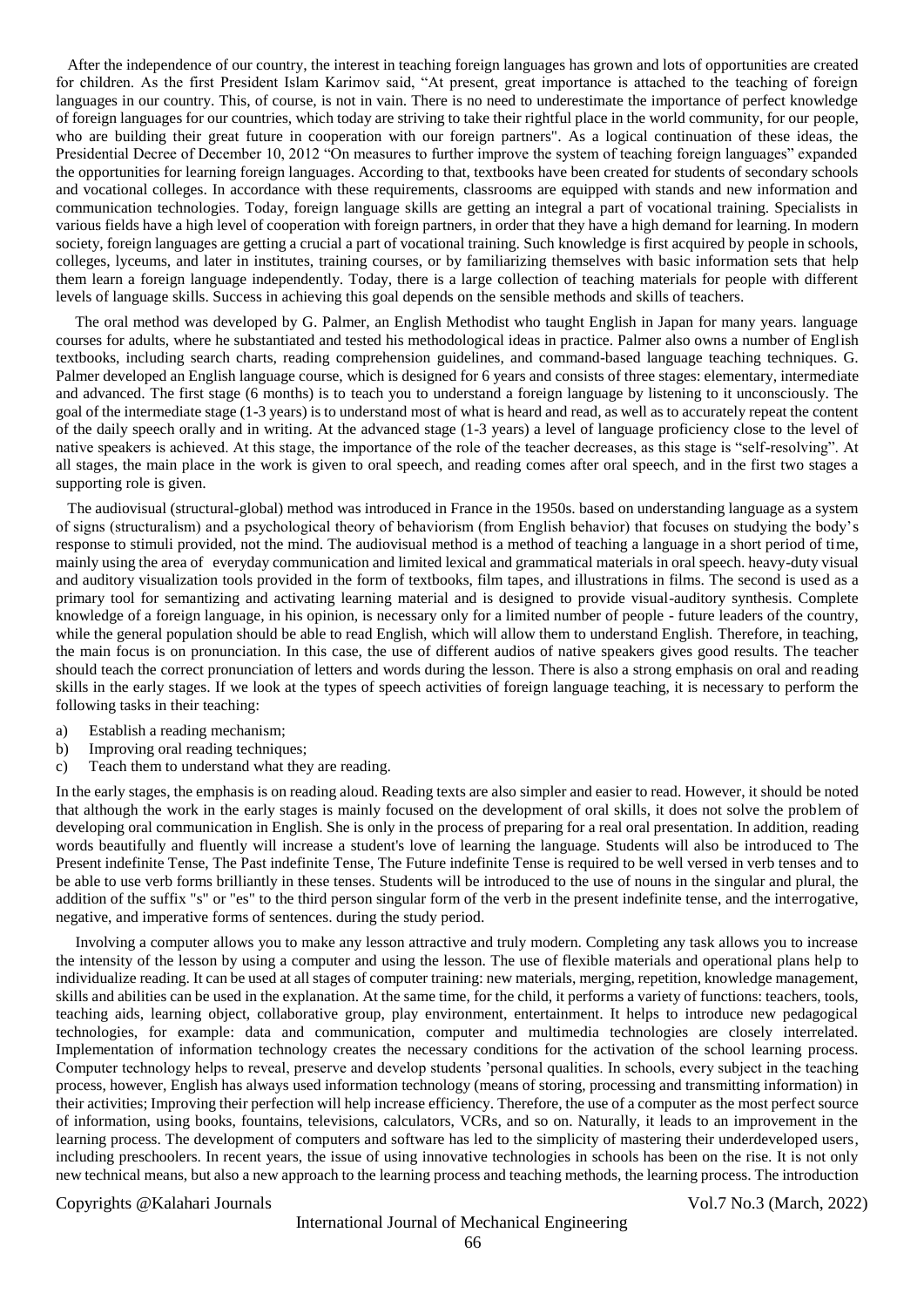After the independence of our country, the interest in teaching foreign languages has grown and lots of opportunities are created for children. As the first President Islam Karimov said, "At present, great importance is attached to the teaching of foreign languages in our country. This, of course, is not in vain. There is no need to underestimate the importance of perfect knowledge of foreign languages for our countries, which today are striving to take their rightful place in the world community, for our people, who are building their great future in cooperation with our foreign partners". As a logical continuation of these ideas, the Presidential Decree of December 10, 2012 "On measures to further improve the system of teaching foreign languages" expanded the opportunities for learning foreign languages. According to that, textbooks have been created for students of secondary schools and vocational colleges. In accordance with these requirements, classrooms are equipped with stands and new information and communication technologies. Today, foreign language skills are getting an integral a part of vocational training. Specialists in various fields have a high level of cooperation with foreign partners, in order that they have a high demand for learning. In modern society, foreign languages are getting a crucial a part of vocational training. Such knowledge is first acquired by people in schools, colleges, lyceums, and later in institutes, training courses, or by familiarizing themselves with basic information sets that help them learn a foreign language independently. Today, there is a large collection of teaching materials for people with different levels of language skills. Success in achieving this goal depends on the sensible methods and skills of teachers.

The oral method was developed by G. Palmer, an English Methodist who taught English in Japan for many years. language courses for adults, where he substantiated and tested his methodological ideas in practice. Palmer also owns a number of English textbooks, including search charts, reading comprehension guidelines, and command-based language teaching techniques. G. Palmer developed an English language course, which is designed for 6 years and consists of three stages: elementary, intermediate and advanced. The first stage (6 months) is to teach you to understand a foreign language by listening to it unconsciously. The goal of the intermediate stage (1-3 years) is to understand most of what is heard and read, as well as to accurately repeat the content of the daily speech orally and in writing. At the advanced stage (1-3 years) a level of language proficiency close to the level of native speakers is achieved. At this stage, the importance of the role of the teacher decreases, as this stage is "self-resolving". At all stages, the main place in the work is given to oral speech, and reading comes after oral speech, and in the first two stages a supporting role is given.

The audiovisual (structural-global) method was introduced in France in the 1950s. based on understanding language as a system of signs (structuralism) and a psychological theory of behaviorism (from English behavior) that focuses on studying the body's response to stimuli provided, not the mind. The audiovisual method is a method of teaching a language in a short period of time, mainly using the area of everyday communication and limited lexical and grammatical materials in oral speech. heavy-duty visual and auditory visualization tools provided in the form of textbooks, film tapes, and illustrations in films. The second is used as a primary tool for semantizing and activating learning material and is designed to provide visual-auditory synthesis. Complete knowledge of a foreign language, in his opinion, is necessary only for a limited number of people - future leaders of the country, while the general population should be able to read English, which will allow them to understand English. Therefore, in teaching, the main focus is on pronunciation. In this case, the use of different audios of native speakers gives good results. The teacher should teach the correct pronunciation of letters and words during the lesson. There is also a strong emphasis on oral and reading skills in the early stages. If we look at the types of speech activities of foreign language teaching, it is necessary to perform the following tasks in their teaching:

a) Establish a reading mechanism;
b) Improving oral reading techniques;
c) Teach them to understand what they are reading.

In the early stages, the emphasis is on reading aloud. Reading texts are also simpler and easier to read. However, it should be noted that although the work in the early stages is mainly focused on the development of oral skills, it does not solve the problem of developing oral communication in English. She is only in the process of preparing for a real oral presentation. In addition, reading words beautifully and fluently will increase a student's love of learning the language. Students will also be introduced to The Present indefinite Tense, The Past indefinite Tense, The Future indefinite Tense is required to be well versed in verb tenses and to be able to use verb forms brilliantly in these tenses. Students will be introduced to the use of nouns in the singular and plural, the addition of the suffix "s" or "es" to the third person singular form of the verb in the present indefinite tense, and the interrogative, negative, and imperative forms of sentences. during the study period.

Involving a computer allows you to make any lesson attractive and truly modern. Completing any task allows you to increase the intensity of the lesson by using a computer and using the lesson. The use of flexible materials and operational plans help to individualize reading. It can be used at all stages of computer training: new materials, merging, repetition, knowledge management, skills and abilities can be used in the explanation. At the same time, for the child, it performs a variety of functions: teachers, tools, teaching aids, learning object, collaborative group, play environment, entertainment. It helps to introduce new pedagogical technologies, for example: data and communication, computer and multimedia technologies are closely interrelated. Implementation of information technology creates the necessary conditions for the activation of the school learning process. Computer technology helps to reveal, preserve and develop students 'personal qualities. In schools, every subject in the teaching process, however, English has always used information technology (means of storing, processing and transmitting information) in their activities; Improving their perfection will help increase efficiency. Therefore, the use of a computer as the most perfect source of information, using books, fountains, televisions, calculators, VCRs, and so on. Naturally, it leads to an improvement in the learning process. The development of computers and software has led to the simplicity of mastering their underdeveloped users, including preschoolers. In recent years, the issue of using innovative technologies in schools has been on the rise. It is not only new technical means, but also a new approach to the learning process and teaching methods, the learning process. The introduction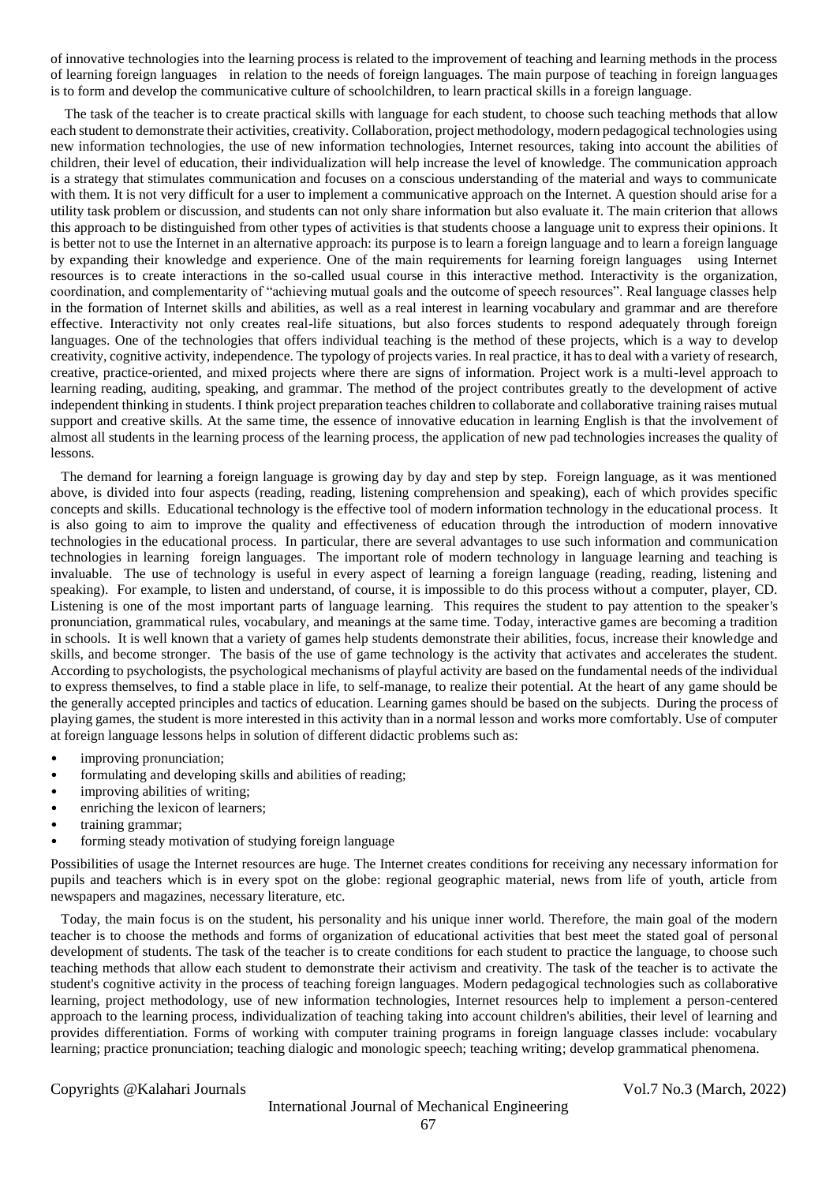of innovative technologies into the learning process is related to the improvement of teaching and learning methods in the process of learning foreign languages in relation to the needs of foreign languages. The main purpose of teaching in foreign languages is to form and develop the communicative culture of schoolchildren, to learn practical skills in a foreign language.

The task of the teacher is to create practical skills with language for each student, to choose such teaching methods that allow each student to demonstrate their activities, creativity. Collaboration, project methodology, modern pedagogical technologies using new information technologies, the use of new information technologies, Internet resources, taking into account the abilities of children, their level of education, their individualization will help increase the level of knowledge. The communication approach is a strategy that stimulates communication and focuses on a conscious understanding of the material and ways to communicate with them. It is not very difficult for a user to implement a communicative approach on the Internet. A question should arise for a utility task problem or discussion, and students can not only share information but also evaluate it. The main criterion that allows this approach to be distinguished from other types of activities is that students choose a language unit to express their opinions. It is better not to use the Internet in an alternative approach: its purpose is to learn a foreign language and to learn a foreign language by expanding their knowledge and experience. One of the main requirements for learning foreign languages using Internet resources is to create interactions in the so-called usual course in this interactive method. Interactivity is the organization, coordination, and complementarity of "achieving mutual goals and the outcome of speech resources". Real language classes help in the formation of Internet skills and abilities, as well as a real interest in learning vocabulary and grammar and are therefore effective. Interactivity not only creates real-life situations, but also forces students to respond adequately through foreign languages. One of the technologies that offers individual teaching is the method of these projects, which is a way to develop creativity, cognitive activity, independence. The typology of projects varies. In real practice, it has to deal with a variety of research, creative, practice-oriented, and mixed projects where there are signs of information. Project work is a multi-level approach to learning reading, auditing, speaking, and grammar. The method of the project contributes greatly to the development of active independent thinking in students. I think project preparation teaches children to collaborate and collaborative training raises mutual support and creative skills. At the same time, the essence of innovative education in learning English is that the involvement of almost all students in the learning process of the learning process, the application of new pad technologies increases the quality of lessons.

The demand for learning a foreign language is growing day by day and step by step. Foreign language, as it was mentioned above, is divided into four aspects (reading, reading, listening comprehension and speaking), each of which provides specific concepts and skills. Educational technology is the effective tool of modern information technology in the educational process. It is also going to aim to improve the quality and effectiveness of education through the introduction of modern innovative technologies in the educational process. In particular, there are several advantages to use such information and communication technologies in learning foreign languages. The important role of modern technology in language learning and teaching is invaluable. The use of technology is useful in every aspect of learning a foreign language (reading, reading, listening and speaking). For example, to listen and understand, of course, it is impossible to do this process without a computer, player, CD. Listening is one of the most important parts of language learning. This requires the student to pay attention to the speaker's pronunciation, grammatical rules, vocabulary, and meanings at the same time. Today, interactive games are becoming a tradition in schools. It is well known that a variety of games help students demonstrate their abilities, focus, increase their knowledge and skills, and become stronger. The basis of the use of game technology is the activity that activates and accelerates the student. According to psychologists, the psychological mechanisms of playful activity are based on the fundamental needs of the individual to express themselves, to find a stable place in life, to self-manage, to realize their potential. At the heart of any game should be the generally accepted principles and tactics of education. Learning games should be based on the subjects. During the process of playing games, the student is more interested in this activity than in a normal lesson and works more comfortably. Use of computer at foreign language lessons helps in solution of different didactic problems such as:

- improving pronunciation;
- formulating and developing skills and abilities of reading;
- improving abilities of writing;
- enriching the lexicon of learners;
- training grammar;
- forming steady motivation of studying foreign language

Possibilities of usage the Internet resources are huge. The Internet creates conditions for receiving any necessary information for pupils and teachers which is in every spot on the globe: regional geographic material, news from life of youth, article from newspapers and magazines, necessary literature, etc.

Today, the main focus is on the student, his personality and his unique inner world. Therefore, the main goal of the modern teacher is to choose the methods and forms of organization of educational activities that best meet the stated goal of personal development of students. The task of the teacher is to create conditions for each student to practice the language, to choose such teaching methods that allow each student to demonstrate their activism and creativity. The task of the teacher is to activate the student's cognitive activity in the process of teaching foreign languages. Modern pedagogical technologies such as collaborative learning, project methodology, use of new information technologies, Internet resources help to implement a person-centered approach to the learning process, individualization of teaching taking into account children's abilities, their level of learning and provides differentiation. Forms of working with computer training programs in foreign language classes include: vocabulary learning; practice pronunciation; teaching dialogic and monologic speech; teaching writing; develop grammatical phenomena.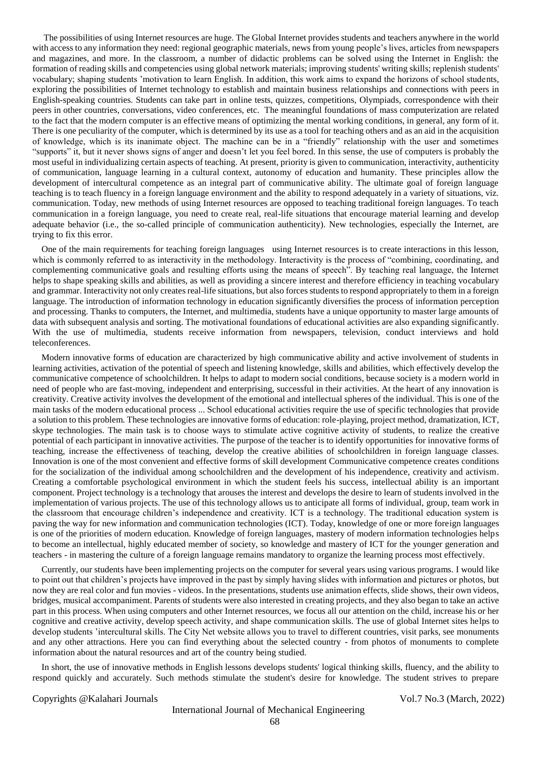The possibilities of using Internet resources are huge. The Global Internet provides students and teachers anywhere in the world with access to any information they need: regional geographic materials, news from young people's lives, articles from newspapers and magazines, and more. In the classroom, a number of didactic problems can be solved using the Internet in English: the formation of reading skills and competencies using global network materials; improving students' writing skills; replenish students' vocabulary; shaping students 'motivation to learn English. In addition, this work aims to expand the horizons of school students, exploring the possibilities of Internet technology to establish and maintain business relationships and connections with peers in English-speaking countries. Students can take part in online tests, quizzes, competitions, Olympiads, correspondence with their peers in other countries, conversations, video conferences, etc. The meaningful foundations of mass computerization are related to the fact that the modern computer is an effective means of optimizing the mental working conditions, in general, any form of it. There is one peculiarity of the computer, which is determined by its use as a tool for teaching others and as an aid in the acquisition of knowledge, which is its inanimate object. The machine can be in a "friendly" relationship with the user and sometimes "supports" it, but it never shows signs of anger and doesn't let you feel bored. In this sense, the use of computers is probably the most useful in individualizing certain aspects of teaching. At present, priority is given to communication, interactivity, authenticity of communication, language learning in a cultural context, autonomy of education and humanity. These principles allow the development of intercultural competence as an integral part of communicative ability. The ultimate goal of foreign language teaching is to teach fluency in a foreign language environment and the ability to respond adequately in a variety of situations, viz. communication. Today, new methods of using Internet resources are opposed to teaching traditional foreign languages. To teach communication in a foreign language, you need to create real, real-life situations that encourage material learning and develop adequate behavior (i.e., the so-called principle of communication authenticity). New technologies, especially the Internet, are trying to fix this error.

One of the main requirements for teaching foreign languages using Internet resources is to create interactions in this lesson, which is commonly referred to as interactivity in the methodology. Interactivity is the process of "combining, coordinating, and complementing communicative goals and resulting efforts using the means of speech". By teaching real language, the Internet helps to shape speaking skills and abilities, as well as providing a sincere interest and therefore efficiency in teaching vocabulary and grammar. Interactivity not only creates real-life situations, but also forces students to respond appropriately to them in a foreign language. The introduction of information technology in education significantly diversifies the process of information perception and processing. Thanks to computers, the Internet, and multimedia, students have a unique opportunity to master large amounts of data with subsequent analysis and sorting. The motivational foundations of educational activities are also expanding significantly. With the use of multimedia, students receive information from newspapers, television, conduct interviews and hold teleconferences.

Modern innovative forms of education are characterized by high communicative ability and active involvement of students in learning activities, activation of the potential of speech and listening knowledge, skills and abilities, which effectively develop the communicative competence of schoolchildren. It helps to adapt to modern social conditions, because society is a modern world in need of people who are fast-moving, independent and enterprising, successful in their activities. At the heart of any innovation is creativity. Creative activity involves the development of the emotional and intellectual spheres of the individual. This is one of the main tasks of the modern educational process ... School educational activities require the use of specific technologies that provide a solution to this problem. These technologies are innovative forms of education: role-playing, project method, dramatization, ICT, skype technologies. The main task is to choose ways to stimulate active cognitive activity of students, to realize the creative potential of each participant in innovative activities. The purpose of the teacher is to identify opportunities for innovative forms of teaching, increase the effectiveness of teaching, develop the creative abilities of schoolchildren in foreign language classes. Innovation is one of the most convenient and effective forms of skill development Communicative competence creates conditions for the socialization of the individual among schoolchildren and the development of his independence, creativity and activism. Creating a comfortable psychological environment in which the student feels his success, intellectual ability is an important component. Project technology is a technology that arouses the interest and develops the desire to learn of students involved in the implementation of various projects. The use of this technology allows us to anticipate all forms of individual, group, team work in the classroom that encourage children's independence and creativity. ICT is a technology. The traditional education system is paving the way for new information and communication technologies (ICT). Today, knowledge of one or more foreign languages is one of the priorities of modern education. Knowledge of foreign languages, mastery of modern information technologies helps to become an intellectual, highly educated member of society, so knowledge and mastery of ICT for the younger generation and teachers - in mastering the culture of a foreign language remains mandatory to organize the learning process most effectively.

Currently, our students have been implementing projects on the computer for several years using various programs. I would like to point out that children's projects have improved in the past by simply having slides with information and pictures or photos, but now they are real color and fun movies - videos. In the presentations, students use animation effects, slide shows, their own videos, bridges, musical accompaniment. Parents of students were also interested in creating projects, and they also began to take an active part in this process. When using computers and other Internet resources, we focus all our attention on the child, increase his or her cognitive and creative activity, develop speech activity, and shape communication skills. The use of global Internet sites helps to develop students 'intercultural skills. The City Net website allows you to travel to different countries, visit parks, see monuments and any other attractions. Here you can find everything about the selected country - from photos of monuments to complete information about the natural resources and art of the country being studied.

In short, the use of innovative methods in English lessons develops students' logical thinking skills, fluency, and the ability to respond quickly and accurately. Such methods stimulate the student's desire for knowledge. The student strives to prepare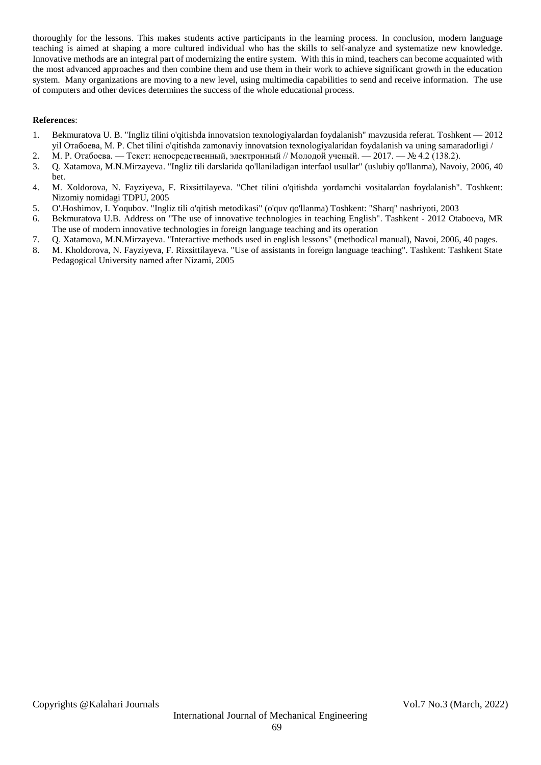thoroughly for the lessons. This makes students active participants in the learning process. In conclusion, modern language teaching is aimed at shaping a more cultured individual who has the skills to self-analyze and systematize new knowledge. Innovative methods are an integral part of modernizing the entire system. With this in mind, teachers can become acquainted with the most advanced approaches and then combine them and use them in their work to achieve significant growth in the education system. Many organizations are moving to a new level, using multimedia capabilities to send and receive information. The use of computers and other devices determines the success of the whole educational process.

**References**:

1. Bekmuratova U. B. "Ingliz tilini o'qitishda innovatsion texnologiyalardan foydalanish" mavzusida referat. Toshkent — 2012 yil Отабоева, M. P. Chet tilini o'qitishda zamonaviy innovatsion texnologiyalaridan foydalanish va uning samaradorligi /
2. М. Р. Отабоева. — Текст: непосредственный, электронный // Молодой ученый. — 2017. — № 4.2 (138.2).
3. Q. Xatamova, M.N.Mirzayeva. "Ingliz tili darslarida qo'llaniladigan interfaol usullar" (uslubiy qo'llanma), Navoiy, 2006, 40 bet.
4. M. Xoldorova, N. Fayziyeva, F. Rixsittilayeva. "Chet tilini o'qitishda yordamchi vositalardan foydalanish". Toshkent: Nizomiy nomidagi TDPU, 2005
5. O'.Hoshimov, I. Yoqubov. "Ingliz tili o'qitish metodikasi" (o'quv qo'llanma) Toshkent: "Sharq" nashriyoti, 2003
6. Bekmuratova U.B. Address on "The use of innovative technologies in teaching English". Tashkent - 2012 Otaboeva, MR The use of modern innovative technologies in foreign language teaching and its operation
7. Q. Xatamova, M.N.Mirzayeva. "Interactive methods used in english lessons" (methodical manual), Navoi, 2006, 40 pages.
8. M. Kholdorova, N. Fayziyeva, F. Rixsittilayeva. "Use of assistants in foreign language teaching". Tashkent: Tashkent State Pedagogical University named after Nizami, 2005